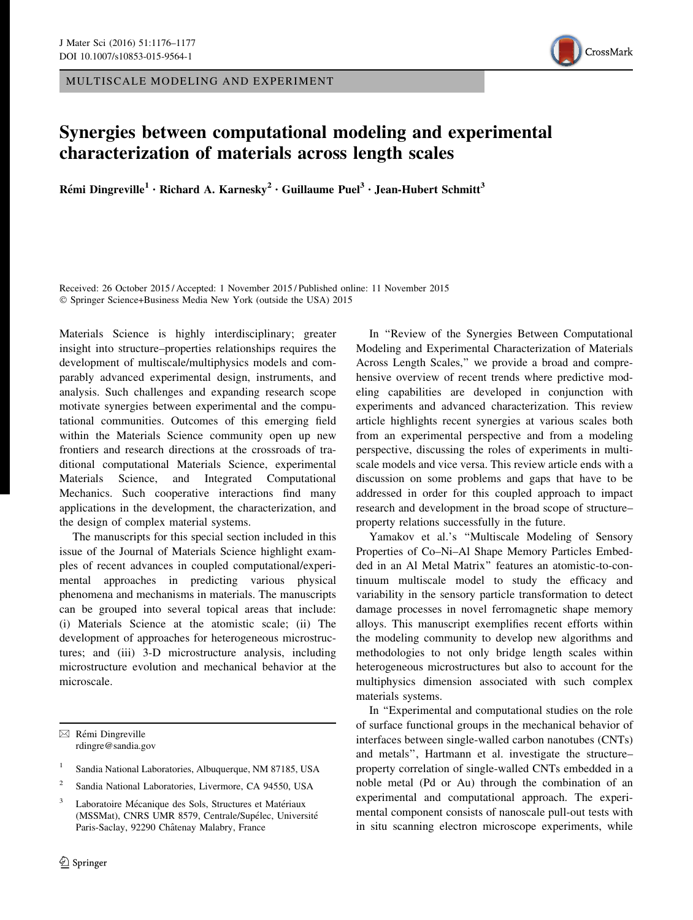MULTISCALE MODELING AND EXPERIMENT

# Synergies between computational modeling and experimental characterization of materials across length scales

Rémi Dingreville[1] · Richard A. Karnesky[2] · Guillaume Puel[3] · Jean-Hubert Schmitt[3]

Received: 26 October 2015 / Accepted: 1 November 2015 / Published online: 11 November 2015
© Springer Science+Business Media New York (outside the USA) 2015

Materials Science is highly interdisciplinary; greater insight into structure–properties relationships requires the development of multiscale/multiphysics models and comparably advanced experimental design, instruments, and analysis. Such challenges and expanding research scope motivate synergies between experimental and the computational communities. Outcomes of this emerging field within the Materials Science community open up new frontiers and research directions at the crossroads of traditional computational Materials Science, experimental Materials Science, and Integrated Computational Mechanics. Such cooperative interactions find many applications in the development, the characterization, and the design of complex material systems.

The manuscripts for this special section included in this issue of the Journal of Materials Science highlight examples of recent advances in coupled computational/experimental approaches in predicting various physical phenomena and mechanisms in materials. The manuscripts can be grouped into several topical areas that include: (i) Materials Science at the atomistic scale; (ii) The development of approaches for heterogeneous microstructures; and (iii) 3-D microstructure analysis, including microstructure evolution and mechanical behavior at the microscale.

In "Review of the Synergies Between Computational Modeling and Experimental Characterization of Materials Across Length Scales," we provide a broad and comprehensive overview of recent trends where predictive modeling capabilities are developed in conjunction with experiments and advanced characterization. This review article highlights recent synergies at various scales both from an experimental perspective and from a modeling perspective, discussing the roles of experiments in multiscale models and vice versa. This review article ends with a discussion on some problems and gaps that have to be addressed in order for this coupled approach to impact research and development in the broad scope of structure–property relations successfully in the future.

Yamakov et al.'s "Multiscale Modeling of Sensory Properties of Co–Ni–Al Shape Memory Particles Embedded in an Al Metal Matrix" features an atomistic-to-continuum multiscale model to study the efficacy and variability in the sensory particle transformation to detect damage processes in novel ferromagnetic shape memory alloys. This manuscript exemplifies recent efforts within the modeling community to develop new algorithms and methodologies to not only bridge length scales within heterogeneous microstructures but also to account for the multiphysics dimension associated with such complex materials systems.

In "Experimental and computational studies on the role of surface functional groups in the mechanical behavior of interfaces between single-walled carbon nanotubes (CNTs) and metals", Hartmann et al. investigate the structure–property correlation of single-walled CNTs embedded in a noble metal (Pd or Au) through the combination of an experimental and computational approach. The experimental component consists of nanoscale pull-out tests with in situ scanning electron microscope experiments, while

✉ Rémi Dingreville
rdingre@sandia.gov

[1] Sandia National Laboratories, Albuquerque, NM 87185, USA

[2] Sandia National Laboratories, Livermore, CA 94550, USA

[3] Laboratoire Mécanique des Sols, Structures et Matériaux (MSSMat), CNRS UMR 8579, Centrale/Supélec, Université Paris-Saclay, 92290 Châtenay Malabry, France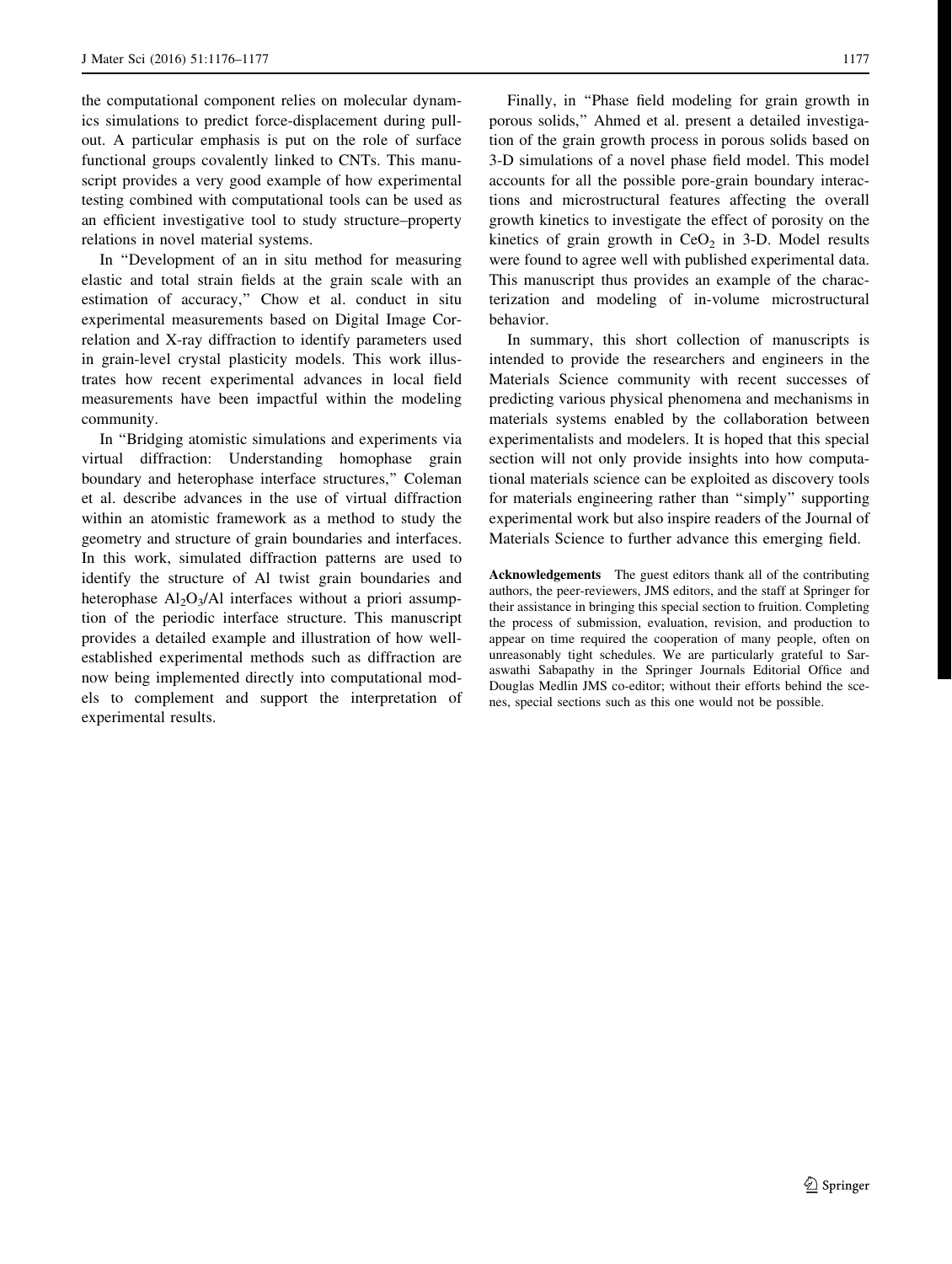the computational component relies on molecular dynamics simulations to predict force-displacement during pull-out. A particular emphasis is put on the role of surface functional groups covalently linked to CNTs. This manuscript provides a very good example of how experimental testing combined with computational tools can be used as an efficient investigative tool to study structure–property relations in novel material systems.

In "Development of an in situ method for measuring elastic and total strain fields at the grain scale with an estimation of accuracy," Chow et al. conduct in situ experimental measurements based on Digital Image Correlation and X-ray diffraction to identify parameters used in grain-level crystal plasticity models. This work illustrates how recent experimental advances in local field measurements have been impactful within the modeling community.

In "Bridging atomistic simulations and experiments via virtual diffraction: Understanding homophase grain boundary and heterophase interface structures," Coleman et al. describe advances in the use of virtual diffraction within an atomistic framework as a method to study the geometry and structure of grain boundaries and interfaces. In this work, simulated diffraction patterns are used to identify the structure of Al twist grain boundaries and heterophase $Al_2O_3$/Al interfaces without a priori assumption of the periodic interface structure. This manuscript provides a detailed example and illustration of how well-established experimental methods such as diffraction are now being implemented directly into computational models to complement and support the interpretation of experimental results.

Finally, in "Phase field modeling for grain growth in porous solids," Ahmed et al. present a detailed investigation of the grain growth process in porous solids based on 3-D simulations of a novel phase field model. This model accounts for all the possible pore-grain boundary interactions and microstructural features affecting the overall growth kinetics to investigate the effect of porosity on the kinetics of grain growth in $CeO_2$ in 3-D. Model results were found to agree well with published experimental data. This manuscript thus provides an example of the characterization and modeling of in-volume microstructural behavior.

In summary, this short collection of manuscripts is intended to provide the researchers and engineers in the Materials Science community with recent successes of predicting various physical phenomena and mechanisms in materials systems enabled by the collaboration between experimentalists and modelers. It is hoped that this special section will not only provide insights into how computational materials science can be exploited as discovery tools for materials engineering rather than "simply" supporting experimental work but also inspire readers of the Journal of Materials Science to further advance this emerging field.

**Acknowledgements** The guest editors thank all of the contributing authors, the peer-reviewers, JMS editors, and the staff at Springer for their assistance in bringing this special section to fruition. Completing the process of submission, evaluation, revision, and production to appear on time required the cooperation of many people, often on unreasonably tight schedules. We are particularly grateful to Saraswathi Sabapathy in the Springer Journals Editorial Office and Douglas Medlin JMS co-editor; without their efforts behind the scenes, special sections such as this one would not be possible.